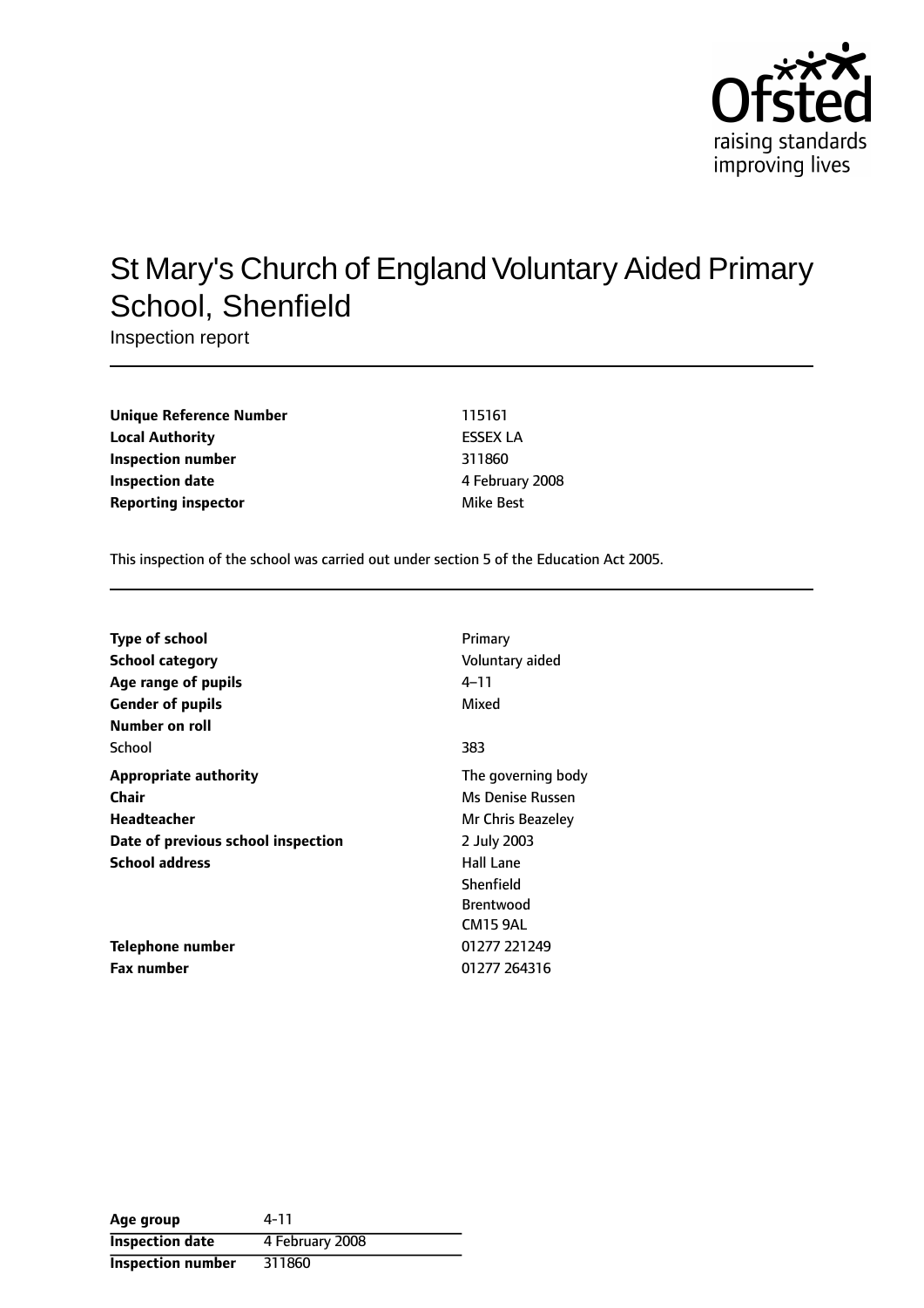# St Mary's Church of England Voluntary Aided Primary School, Shenfield

Inspection report

| | |
|---|---|
| **Unique Reference Number** | 115161 |
| **Local Authority** | ESSEX LA |
| **Inspection number** | 311860 |
| **Inspection date** | 4 February 2008 |
| **Reporting inspector** | Mike Best |

This inspection of the school was carried out under section 5 of the Education Act 2005.

| | |
|---|---|
| **Type of school** | Primary |
| **School category** | Voluntary aided |
| **Age range of pupils** | 4–11 |
| **Gender of pupils** | Mixed |
| **Number on roll** | |
| School | 383 |
| **Appropriate authority** | The governing body |
| **Chair** | Ms Denise Russen |
| **Headteacher** | Mr Chris Beazeley |
| **Date of previous school inspection** | 2 July 2003 |
| **School address** | Hall Lane<br>Shenfield<br>Brentwood<br>CM15 9AL |
| **Telephone number** | 01277 221249 |
| **Fax number** | 01277 264316 |

| | |
|---|---|
| **Age group** | 4-11 |
| **Inspection date** | 4 February 2008 |
| **Inspection number** | 311860 |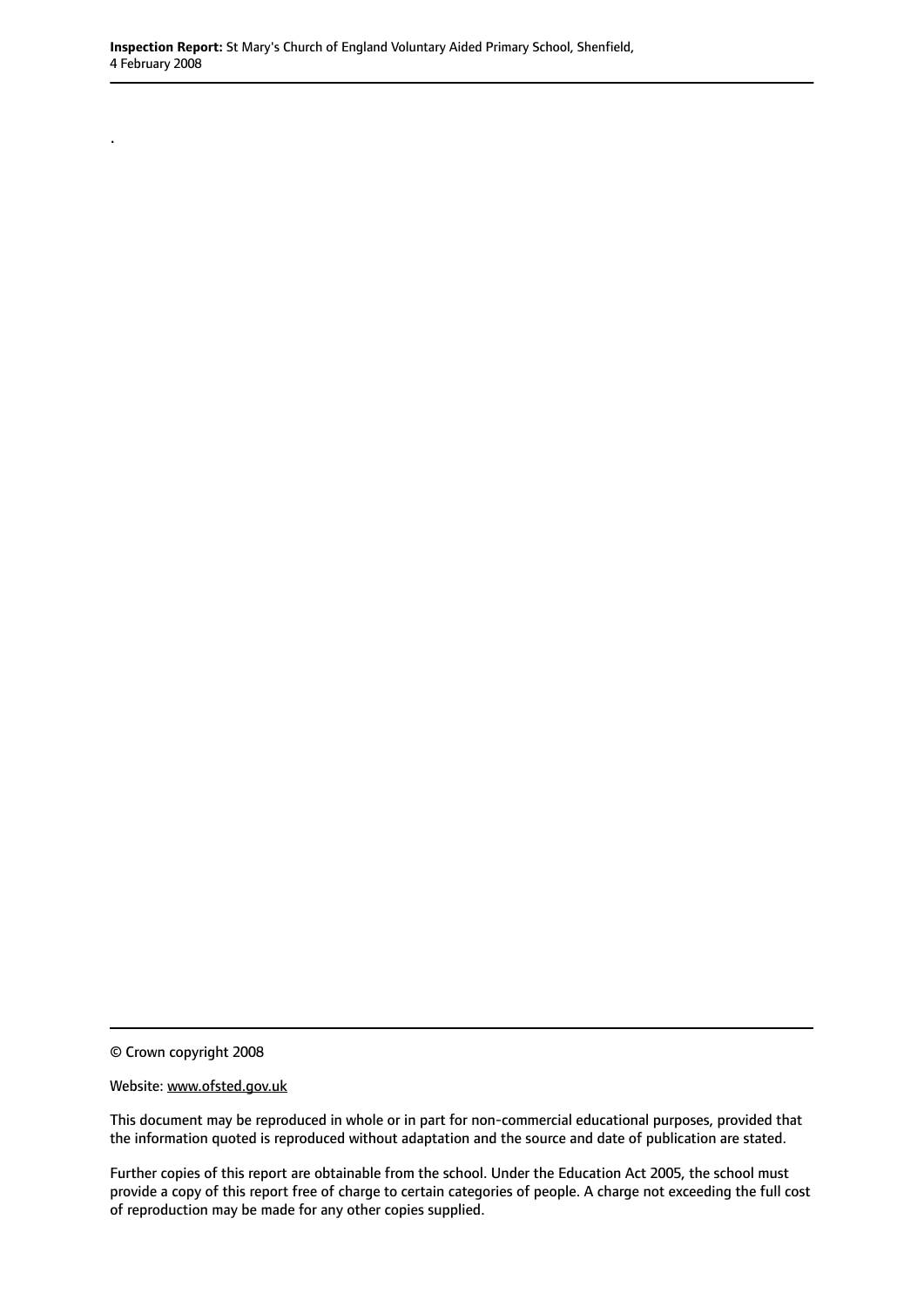.

© Crown copyright 2008

Website: www.ofsted.gov.uk

This document may be reproduced in whole or in part for non-commercial educational purposes, provided that the information quoted is reproduced without adaptation and the source and date of publication are stated.

Further copies of this report are obtainable from the school. Under the Education Act 2005, the school must provide a copy of this report free of charge to certain categories of people. A charge not exceeding the full cost of reproduction may be made for any other copies supplied.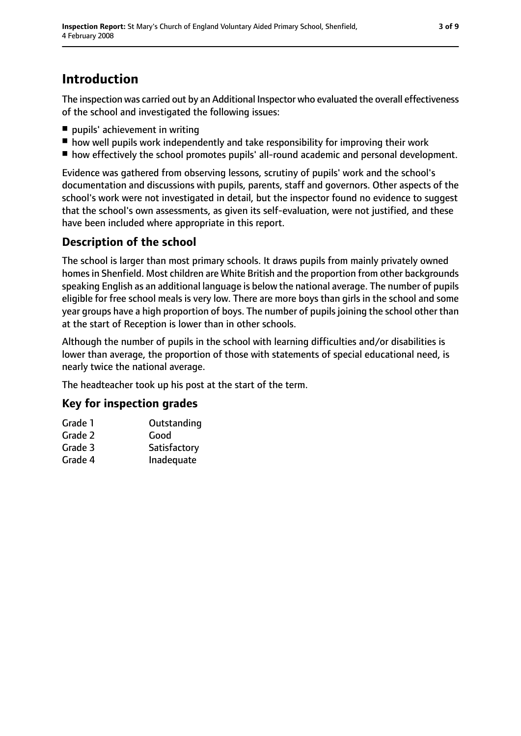# Introduction

The inspection was carried out by an Additional Inspector who evaluated the overall effectiveness of the school and investigated the following issues:

- pupils' achievement in writing
- how well pupils work independently and take responsibility for improving their work
- how effectively the school promotes pupils' all-round academic and personal development.

Evidence was gathered from observing lessons, scrutiny of pupils' work and the school's documentation and discussions with pupils, parents, staff and governors. Other aspects of the school's work were not investigated in detail, but the inspector found no evidence to suggest that the school's own assessments, as given its self-evaluation, were not justified, and these have been included where appropriate in this report.

## Description of the school

The school is larger than most primary schools. It draws pupils from mainly privately owned homes in Shenfield. Most children are White British and the proportion from other backgrounds speaking English as an additional language is below the national average. The number of pupils eligible for free school meals is very low. There are more boys than girls in the school and some year groups have a high proportion of boys. The number of pupils joining the school other than at the start of Reception is lower than in other schools.

Although the number of pupils in the school with learning difficulties and/or disabilities is lower than average, the proportion of those with statements of special educational need, is nearly twice the national average.

The headteacher took up his post at the start of the term.

## Key for inspection grades

| | |
|---|---|
| Grade 1 | Outstanding |
| Grade 2 | Good |
| Grade 3 | Satisfactory |
| Grade 4 | Inadequate |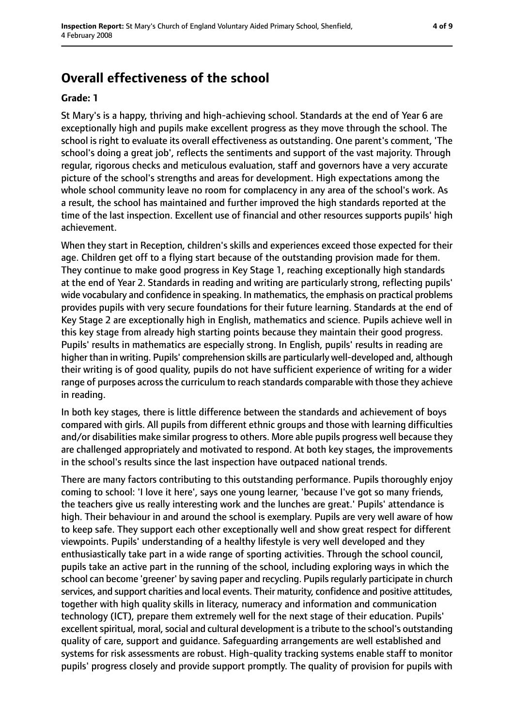## Overall effectiveness of the school

**Grade: 1**

St Mary's is a happy, thriving and high-achieving school. Standards at the end of Year 6 are exceptionally high and pupils make excellent progress as they move through the school. The school is right to evaluate its overall effectiveness as outstanding. One parent's comment, 'The school's doing a great job', reflects the sentiments and support of the vast majority. Through regular, rigorous checks and meticulous evaluation, staff and governors have a very accurate picture of the school's strengths and areas for development. High expectations among the whole school community leave no room for complacency in any area of the school's work. As a result, the school has maintained and further improved the high standards reported at the time of the last inspection. Excellent use of financial and other resources supports pupils' high achievement.

When they start in Reception, children's skills and experiences exceed those expected for their age. Children get off to a flying start because of the outstanding provision made for them. They continue to make good progress in Key Stage 1, reaching exceptionally high standards at the end of Year 2. Standards in reading and writing are particularly strong, reflecting pupils' wide vocabulary and confidence in speaking. In mathematics, the emphasis on practical problems provides pupils with very secure foundations for their future learning. Standards at the end of Key Stage 2 are exceptionally high in English, mathematics and science. Pupils achieve well in this key stage from already high starting points because they maintain their good progress. Pupils' results in mathematics are especially strong. In English, pupils' results in reading are higher than in writing. Pupils' comprehension skills are particularly well-developed and, although their writing is of good quality, pupils do not have sufficient experience of writing for a wider range of purposes across the curriculum to reach standards comparable with those they achieve in reading.

In both key stages, there is little difference between the standards and achievement of boys compared with girls. All pupils from different ethnic groups and those with learning difficulties and/or disabilities make similar progress to others. More able pupils progress well because they are challenged appropriately and motivated to respond. At both key stages, the improvements in the school's results since the last inspection have outpaced national trends.

There are many factors contributing to this outstanding performance. Pupils thoroughly enjoy coming to school: 'I love it here', says one young learner, 'because I've got so many friends, the teachers give us really interesting work and the lunches are great.' Pupils' attendance is high. Their behaviour in and around the school is exemplary. Pupils are very well aware of how to keep safe. They support each other exceptionally well and show great respect for different viewpoints. Pupils' understanding of a healthy lifestyle is very well developed and they enthusiastically take part in a wide range of sporting activities. Through the school council, pupils take an active part in the running of the school, including exploring ways in which the school can become 'greener' by saving paper and recycling. Pupils regularly participate in church services, and support charities and local events. Their maturity, confidence and positive attitudes, together with high quality skills in literacy, numeracy and information and communication technology (ICT), prepare them extremely well for the next stage of their education. Pupils' excellent spiritual, moral, social and cultural development is a tribute to the school's outstanding quality of care, support and guidance. Safeguarding arrangements are well established and systems for risk assessments are robust. High-quality tracking systems enable staff to monitor pupils' progress closely and provide support promptly. The quality of provision for pupils with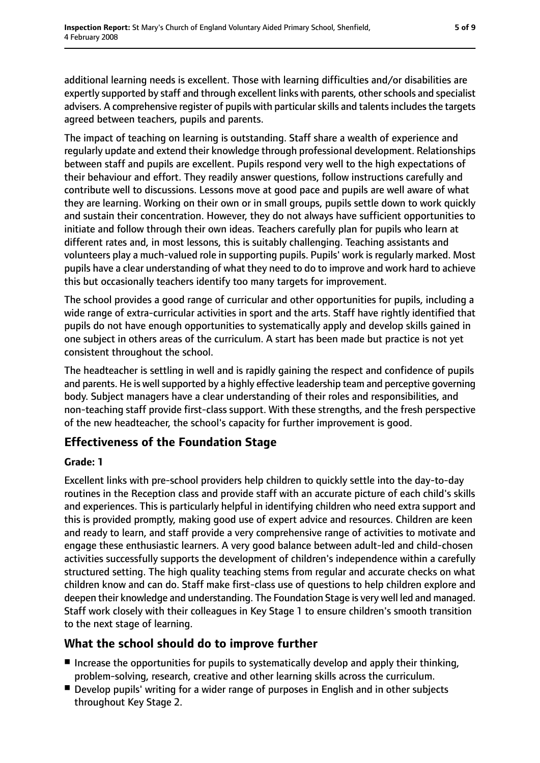additional learning needs is excellent. Those with learning difficulties and/or disabilities are expertly supported by staff and through excellent links with parents, other schools and specialist advisers. A comprehensive register of pupils with particular skills and talents includes the targets agreed between teachers, pupils and parents.

The impact of teaching on learning is outstanding. Staff share a wealth of experience and regularly update and extend their knowledge through professional development. Relationships between staff and pupils are excellent. Pupils respond very well to the high expectations of their behaviour and effort. They readily answer questions, follow instructions carefully and contribute well to discussions. Lessons move at good pace and pupils are well aware of what they are learning. Working on their own or in small groups, pupils settle down to work quickly and sustain their concentration. However, they do not always have sufficient opportunities to initiate and follow through their own ideas. Teachers carefully plan for pupils who learn at different rates and, in most lessons, this is suitably challenging. Teaching assistants and volunteers play a much-valued role in supporting pupils. Pupils' work is regularly marked. Most pupils have a clear understanding of what they need to do to improve and work hard to achieve this but occasionally teachers identify too many targets for improvement.

The school provides a good range of curricular and other opportunities for pupils, including a wide range of extra-curricular activities in sport and the arts. Staff have rightly identified that pupils do not have enough opportunities to systematically apply and develop skills gained in one subject in others areas of the curriculum. A start has been made but practice is not yet consistent throughout the school.

The headteacher is settling in well and is rapidly gaining the respect and confidence of pupils and parents. He is well supported by a highly effective leadership team and perceptive governing body. Subject managers have a clear understanding of their roles and responsibilities, and non-teaching staff provide first-class support. With these strengths, and the fresh perspective of the new headteacher, the school's capacity for further improvement is good.

## Effectiveness of the Foundation Stage

**Grade: 1**

Excellent links with pre-school providers help children to quickly settle into the day-to-day routines in the Reception class and provide staff with an accurate picture of each child's skills and experiences. This is particularly helpful in identifying children who need extra support and this is provided promptly, making good use of expert advice and resources. Children are keen and ready to learn, and staff provide a very comprehensive range of activities to motivate and engage these enthusiastic learners. A very good balance between adult-led and child-chosen activities successfully supports the development of children's independence within a carefully structured setting. The high quality teaching stems from regular and accurate checks on what children know and can do. Staff make first-class use of questions to help children explore and deepen their knowledge and understanding. The Foundation Stage is very well led and managed. Staff work closely with their colleagues in Key Stage 1 to ensure children's smooth transition to the next stage of learning.

## What the school should do to improve further

- Increase the opportunities for pupils to systematically develop and apply their thinking, problem-solving, research, creative and other learning skills across the curriculum.
- Develop pupils' writing for a wider range of purposes in English and in other subjects throughout Key Stage 2.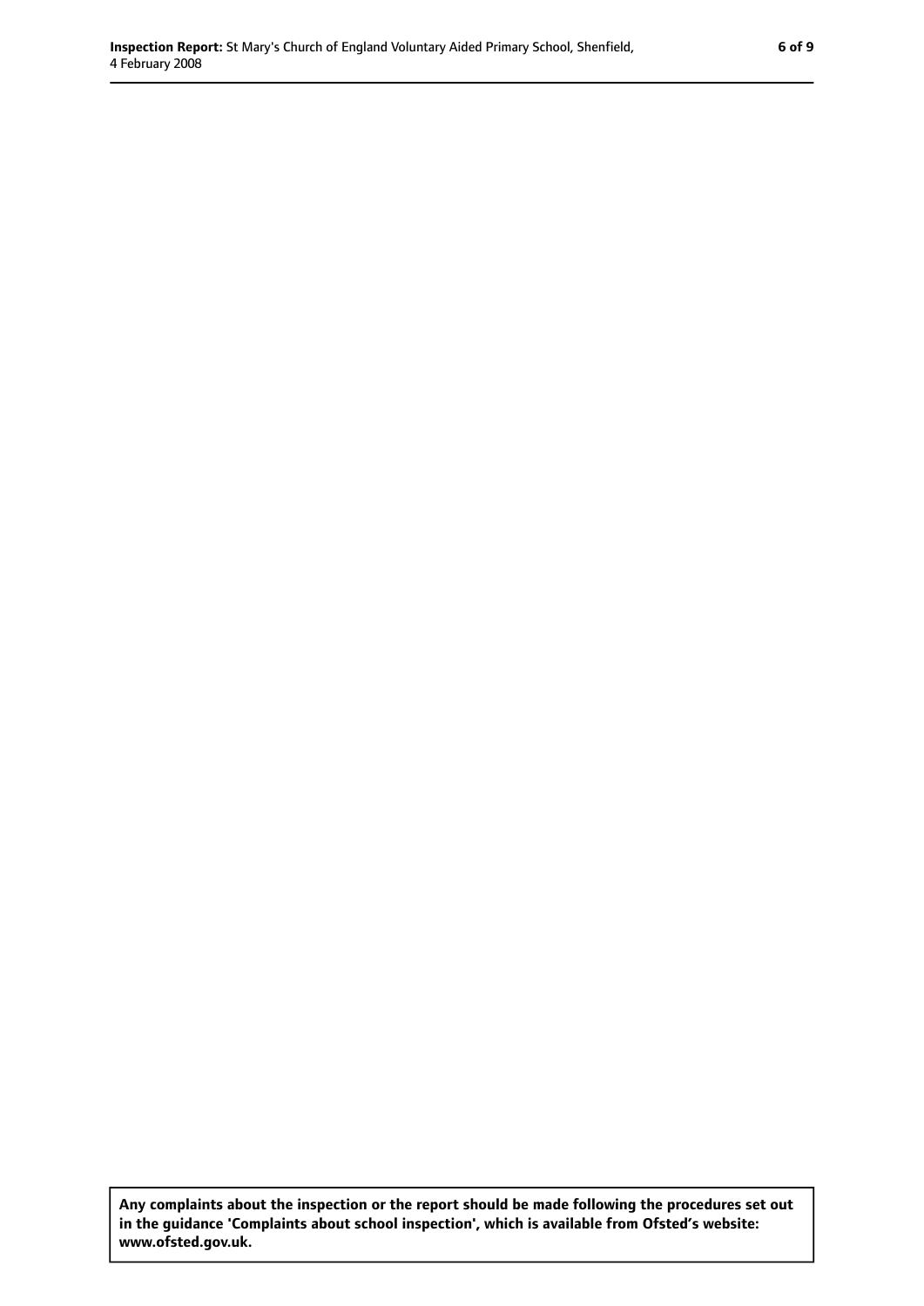**Any complaints about the inspection or the report should be made following the procedures set out in the guidance 'Complaints about school inspection', which is available from Ofsted's website: www.ofsted.gov.uk.**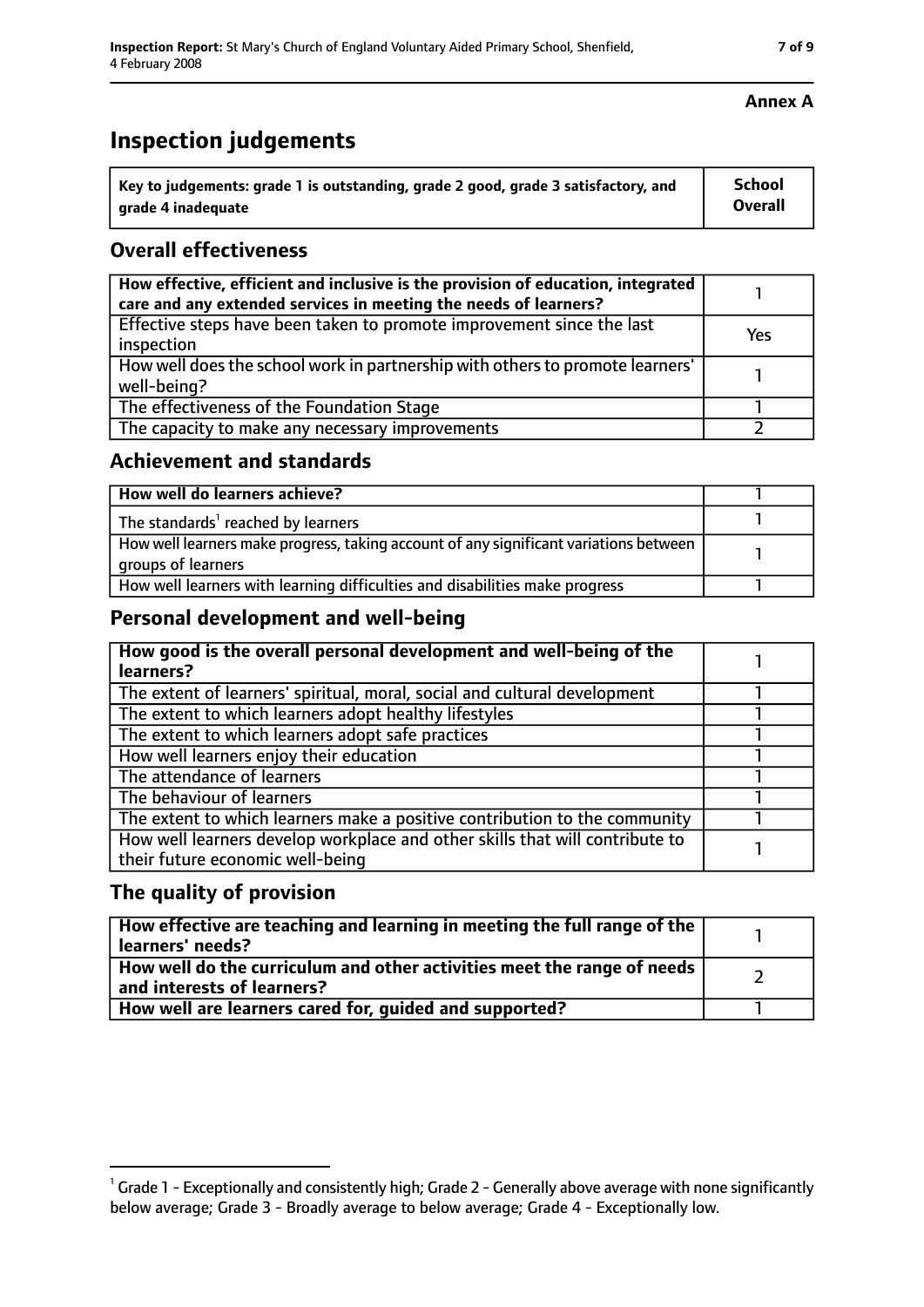**Annex A**

# Inspection judgements

| Key to judgements: grade 1 is outstanding, grade 2 good, grade 3 satisfactory, and grade 4 inadequate | School Overall |
| --- | --- |

## Overall effectiveness

| | |
| --- | --- |
| How effective, efficient and inclusive is the provision of education, integrated care and any extended services in meeting the needs of learners? | 1 |
| Effective steps have been taken to promote improvement since the last inspection | Yes |
| How well does the school work in partnership with others to promote learners' well-being? | 1 |
| The effectiveness of the Foundation Stage | 1 |
| The capacity to make any necessary improvements | 2 |

## Achievement and standards

| | |
| --- | --- |
| **How well do learners achieve?** | 1 |
| The standards[1] reached by learners | 1 |
| How well learners make progress, taking account of any significant variations between groups of learners | 1 |
| How well learners with learning difficulties and disabilities make progress | 1 |

## Personal development and well-being

| | |
| --- | --- |
| **How good is the overall personal development and well-being of the learners?** | 1 |
| The extent of learners' spiritual, moral, social and cultural development | 1 |
| The extent to which learners adopt healthy lifestyles | 1 |
| The extent to which learners adopt safe practices | 1 |
| How well learners enjoy their education | 1 |
| The attendance of learners | 1 |
| The behaviour of learners | 1 |
| The extent to which learners make a positive contribution to the community | 1 |
| How well learners develop workplace and other skills that will contribute to their future economic well-being | 1 |

## The quality of provision

| | |
| --- | --- |
| **How effective are teaching and learning in meeting the full range of the learners' needs?** | 1 |
| **How well do the curriculum and other activities meet the range of needs and interests of learners?** | 2 |
| **How well are learners cared for, guided and supported?** | 1 |

[1] Grade 1 - Exceptionally and consistently high; Grade 2 - Generally above average with none significantly below average; Grade 3 - Broadly average to below average; Grade 4 - Exceptionally low.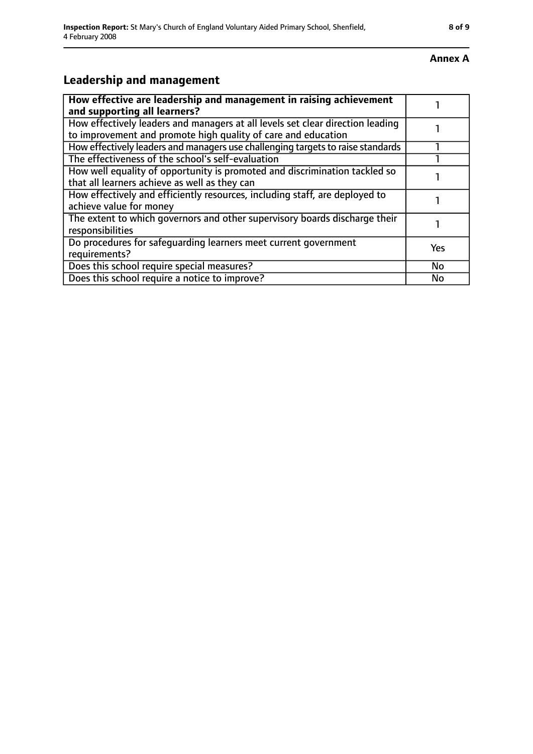**Annex A**

## Leadership and management

| **How effective are leadership and management in raising achievement and supporting all learners?** | 1 |
|---|---|
| How effectively leaders and managers at all levels set clear direction leading to improvement and promote high quality of care and education | 1 |
| How effectively leaders and managers use challenging targets to raise standards | 1 |
| The effectiveness of the school's self-evaluation | 1 |
| How well equality of opportunity is promoted and discrimination tackled so that all learners achieve as well as they can | 1 |
| How effectively and efficiently resources, including staff, are deployed to achieve value for money | 1 |
| The extent to which governors and other supervisory boards discharge their responsibilities | 1 |
| Do procedures for safeguarding learners meet current government requirements? | Yes |
| Does this school require special measures? | No |
| Does this school require a notice to improve? | No |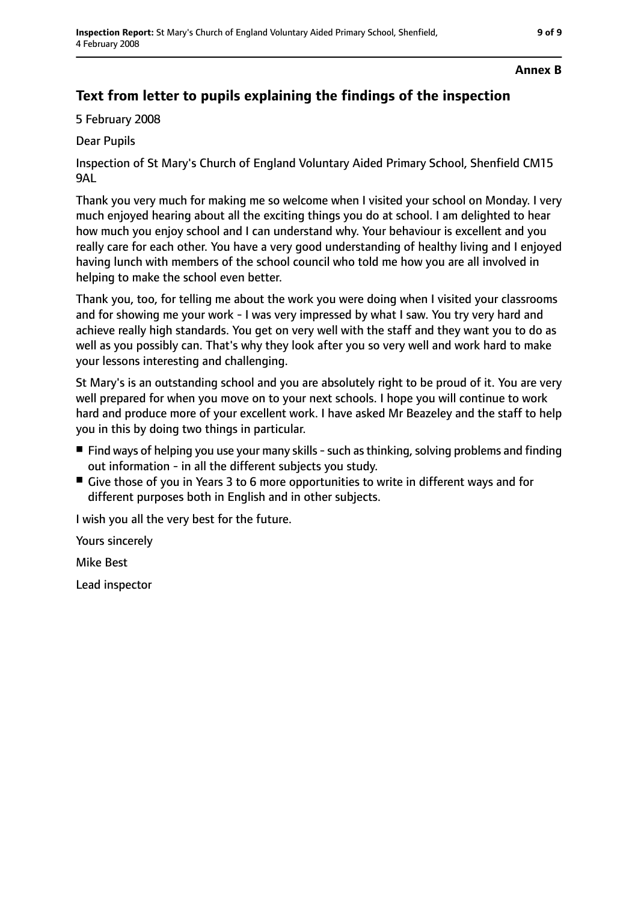**Annex B**

## Text from letter to pupils explaining the findings of the inspection

5 February 2008

Dear Pupils

Inspection of St Mary's Church of England Voluntary Aided Primary School, Shenfield CM15 9AL

Thank you very much for making me so welcome when I visited your school on Monday. I very much enjoyed hearing about all the exciting things you do at school. I am delighted to hear how much you enjoy school and I can understand why. Your behaviour is excellent and you really care for each other. You have a very good understanding of healthy living and I enjoyed having lunch with members of the school council who told me how you are all involved in helping to make the school even better.

Thank you, too, for telling me about the work you were doing when I visited your classrooms and for showing me your work - I was very impressed by what I saw. You try very hard and achieve really high standards. You get on very well with the staff and they want you to do as well as you possibly can. That's why they look after you so very well and work hard to make your lessons interesting and challenging.

St Mary's is an outstanding school and you are absolutely right to be proud of it. You are very well prepared for when you move on to your next schools. I hope you will continue to work hard and produce more of your excellent work. I have asked Mr Beazeley and the staff to help you in this by doing two things in particular.

- Find ways of helping you use your many skills - such as thinking, solving problems and finding out information - in all the different subjects you study.
- Give those of you in Years 3 to 6 more opportunities to write in different ways and for different purposes both in English and in other subjects.

I wish you all the very best for the future.

Yours sincerely

Mike Best

Lead inspector